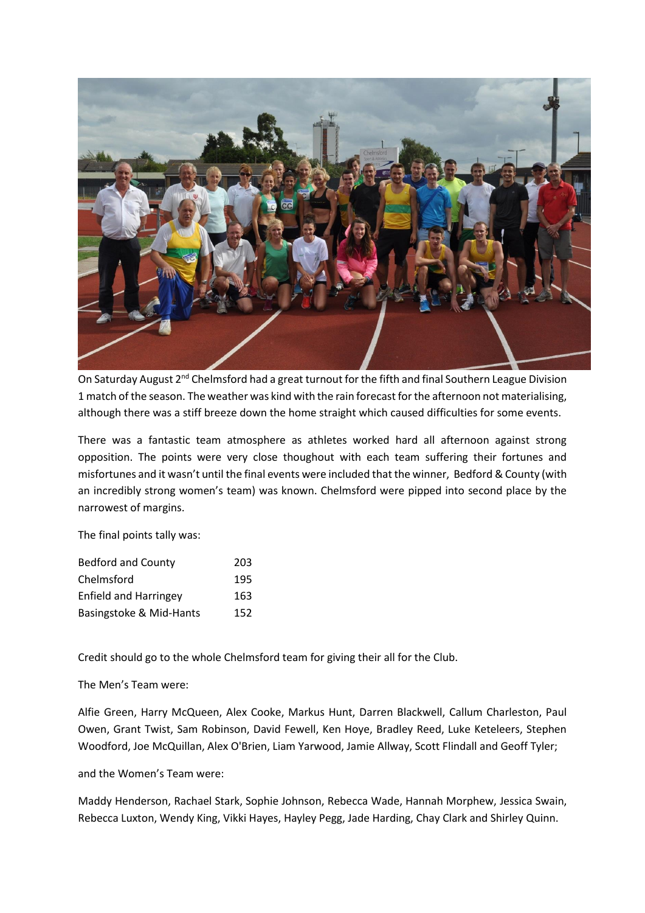On Saturday August 2nd Chelmsford had a great turnout for the fifth and final Southern League Division 1 match of the season. The weather was kind with the rain forecast for the afternoon not materialising, although there was a stiff breeze down the home straight which caused difficulties for some events.

There was a fantastic team atmosphere as athletes worked hard all afternoon against strong opposition. The points were very close thoughout with each team suffering their fortunes and misfortunes and it wasn't until the final events were included that the winner, Bedford & County (with an incredibly strong women's team) was known. Chelmsford were pipped into second place by the narrowest of margins.

The final points tally was:

| | |
|---|---|
| Bedford and County | 203 |
| Chelmsford | 195 |
| Enfield and Harringey | 163 |
| Basingstoke & Mid-Hants | 152 |

Credit should go to the whole Chelmsford team for giving their all for the Club.

The Men's Team were:

Alfie Green, Harry McQueen, Alex Cooke, Markus Hunt, Darren Blackwell, Callum Charleston, Paul Owen, Grant Twist, Sam Robinson, David Fewell, Ken Hoye, Bradley Reed, Luke Keteleers, Stephen Woodford, Joe McQuillan, Alex O'Brien, Liam Yarwood, Jamie Allway, Scott Flindall and Geoff Tyler;

and the Women's Team were:

Maddy Henderson, Rachael Stark, Sophie Johnson, Rebecca Wade, Hannah Morphew, Jessica Swain, Rebecca Luxton, Wendy King, Vikki Hayes, Hayley Pegg, Jade Harding, Chay Clark and Shirley Quinn.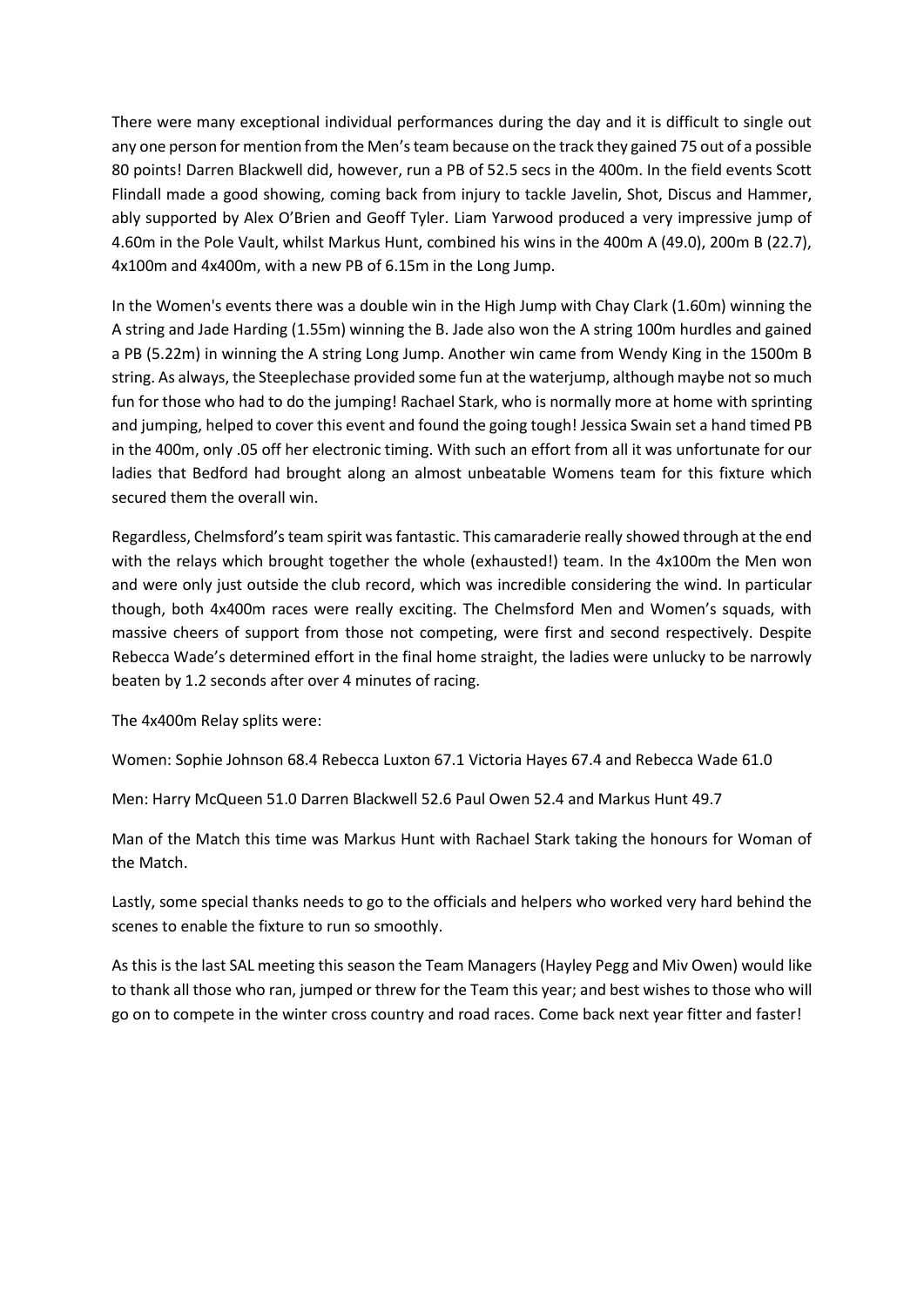There were many exceptional individual performances during the day and it is difficult to single out any one person for mention from the Men's team because on the track they gained 75 out of a possible 80 points! Darren Blackwell did, however, run a PB of 52.5 secs in the 400m. In the field events Scott Flindall made a good showing, coming back from injury to tackle Javelin, Shot, Discus and Hammer, ably supported by Alex O'Brien and Geoff Tyler. Liam Yarwood produced a very impressive jump of 4.60m in the Pole Vault, whilst Markus Hunt, combined his wins in the 400m A (49.0), 200m B (22.7), 4x100m and 4x400m, with a new PB of 6.15m in the Long Jump.

In the Women's events there was a double win in the High Jump with Chay Clark (1.60m) winning the A string and Jade Harding (1.55m) winning the B. Jade also won the A string 100m hurdles and gained a PB (5.22m) in winning the A string Long Jump. Another win came from Wendy King in the 1500m B string. As always, the Steeplechase provided some fun at the waterjump, although maybe not so much fun for those who had to do the jumping! Rachael Stark, who is normally more at home with sprinting and jumping, helped to cover this event and found the going tough! Jessica Swain set a hand timed PB in the 400m, only .05 off her electronic timing. With such an effort from all it was unfortunate for our ladies that Bedford had brought along an almost unbeatable Womens team for this fixture which secured them the overall win.

Regardless, Chelmsford's team spirit was fantastic. This camaraderie really showed through at the end with the relays which brought together the whole (exhausted!) team. In the 4x100m the Men won and were only just outside the club record, which was incredible considering the wind. In particular though, both 4x400m races were really exciting. The Chelmsford Men and Women's squads, with massive cheers of support from those not competing, were first and second respectively. Despite Rebecca Wade's determined effort in the final home straight, the ladies were unlucky to be narrowly beaten by 1.2 seconds after over 4 minutes of racing.

The 4x400m Relay splits were:

Women: Sophie Johnson 68.4 Rebecca Luxton 67.1 Victoria Hayes 67.4 and Rebecca Wade 61.0

Men: Harry McQueen 51.0 Darren Blackwell 52.6 Paul Owen 52.4 and Markus Hunt 49.7

Man of the Match this time was Markus Hunt with Rachael Stark taking the honours for Woman of the Match.

Lastly, some special thanks needs to go to the officials and helpers who worked very hard behind the scenes to enable the fixture to run so smoothly.

As this is the last SAL meeting this season the Team Managers (Hayley Pegg and Miv Owen) would like to thank all those who ran, jumped or threw for the Team this year; and best wishes to those who will go on to compete in the winter cross country and road races. Come back next year fitter and faster!